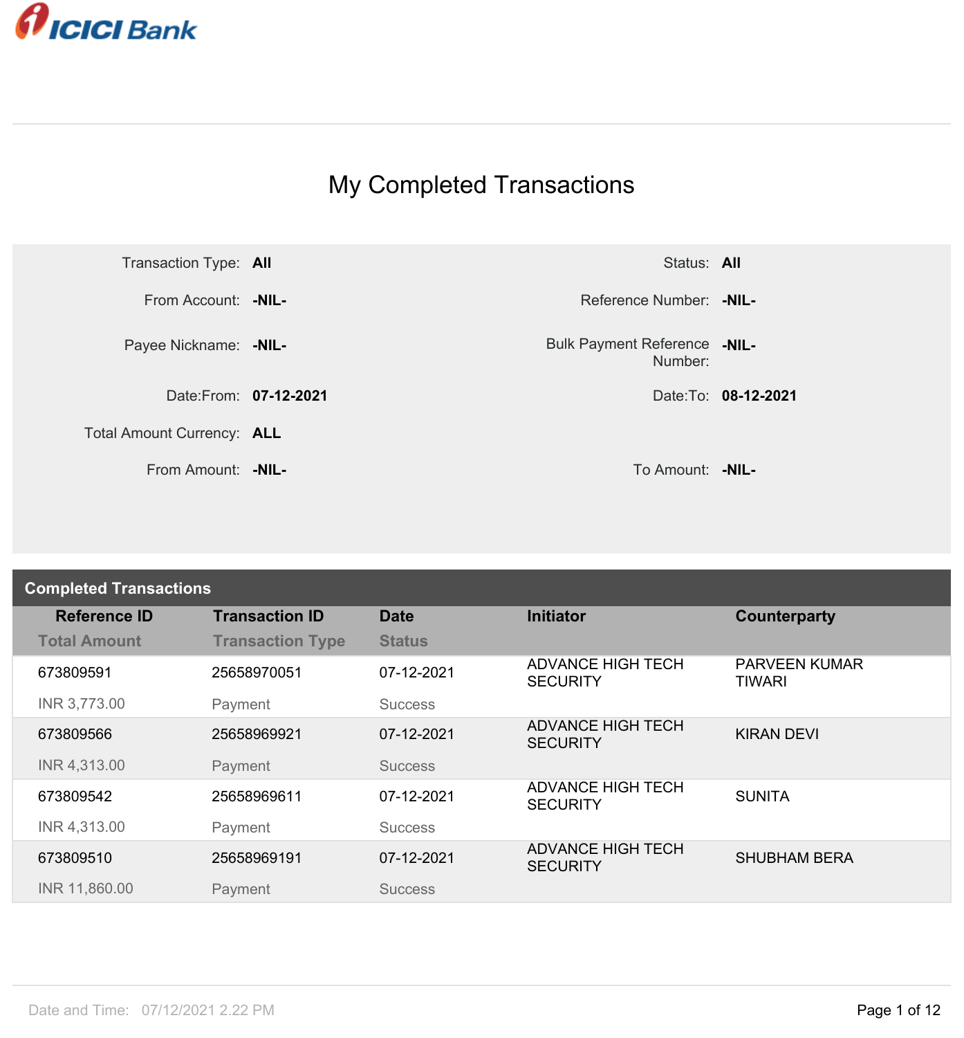ICICI Bank

# My Completed Transactions

| | | | |
|---|---|---|---|
| Transaction Type: | **All** | Status: | **All** |
| From Account: | **-NIL-** | Reference Number: | **-NIL-** |
| Payee Nickname: | **-NIL-** | Bulk Payment Reference Number: | **-NIL-** |
| Date:From: | **07-12-2021** | Date:To: | **08-12-2021** |
| Total Amount Currency: | **ALL** | | |
| From Amount: | **-NIL-** | To Amount: | **-NIL-** |

## Completed Transactions

| Reference ID / Total Amount | Transaction ID / Transaction Type | Date / Status | Initiator | Counterparty |
|---|---|---|---|---|
| 673809591 / INR 3,773.00 | 25658970051 / Payment | 07-12-2021 / Success | ADVANCE HIGH TECH SECURITY | PARVEEN KUMAR TIWARI |
| 673809566 / INR 4,313.00 | 25658969921 / Payment | 07-12-2021 / Success | ADVANCE HIGH TECH SECURITY | KIRAN DEVI |
| 673809542 / INR 4,313.00 | 25658969611 / Payment | 07-12-2021 / Success | ADVANCE HIGH TECH SECURITY | SUNITA |
| 673809510 / INR 11,860.00 | 25658969191 / Payment | 07-12-2021 / Success | ADVANCE HIGH TECH SECURITY | SHUBHAM BERA |

Date and Time: 07/12/2021 2.22 PM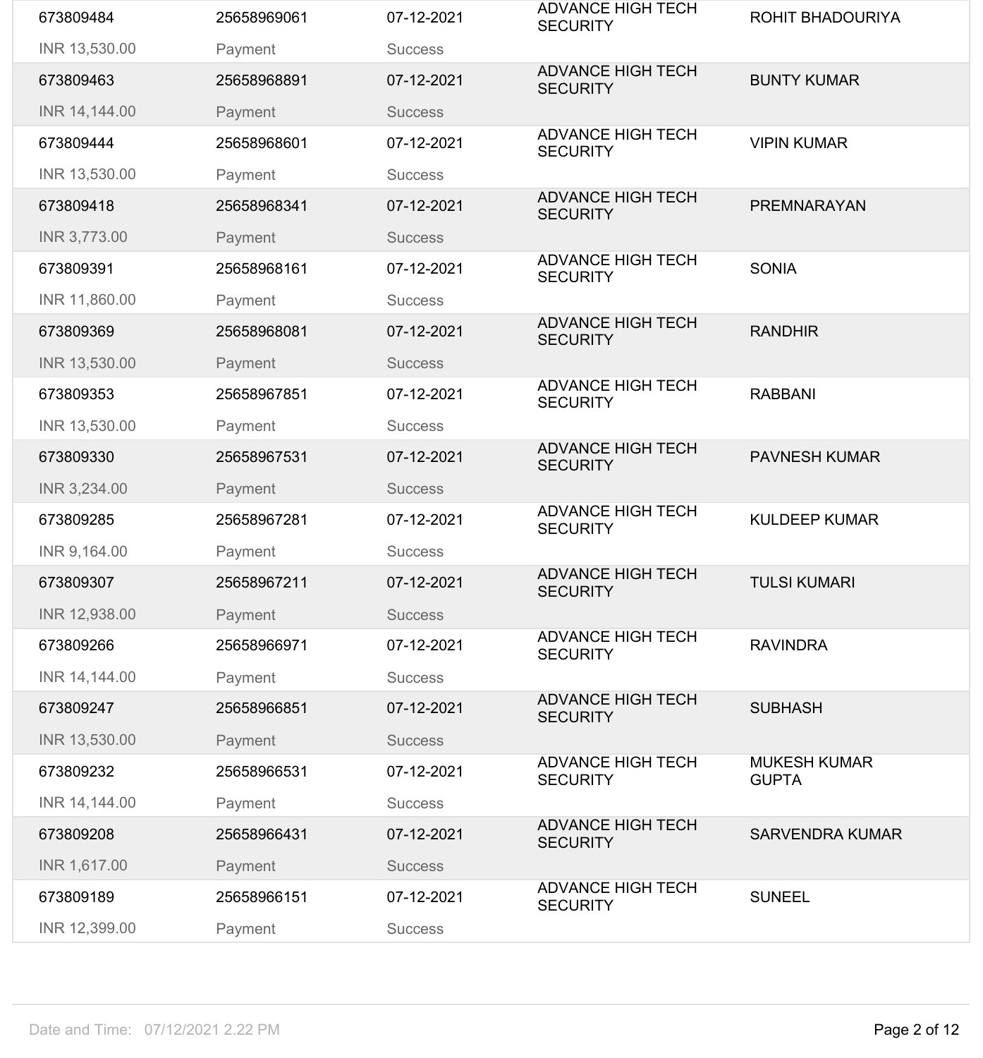| | | | | |
|---|---|---|---|---|
| 673809484<br>INR 13,530.00 | 25658969061<br>Payment | 07-12-2021<br>Success | ADVANCE HIGH TECH SECURITY | ROHIT BHADOURIYA |
| 673809463<br>INR 14,144.00 | 25658968891<br>Payment | 07-12-2021<br>Success | ADVANCE HIGH TECH SECURITY | BUNTY KUMAR |
| 673809444<br>INR 13,530.00 | 25658968601<br>Payment | 07-12-2021<br>Success | ADVANCE HIGH TECH SECURITY | VIPIN KUMAR |
| 673809418<br>INR 3,773.00 | 25658968341<br>Payment | 07-12-2021<br>Success | ADVANCE HIGH TECH SECURITY | PREMNARAYAN |
| 673809391<br>INR 11,860.00 | 25658968161<br>Payment | 07-12-2021<br>Success | ADVANCE HIGH TECH SECURITY | SONIA |
| 673809369<br>INR 13,530.00 | 25658968081<br>Payment | 07-12-2021<br>Success | ADVANCE HIGH TECH SECURITY | RANDHIR |
| 673809353<br>INR 13,530.00 | 25658967851<br>Payment | 07-12-2021<br>Success | ADVANCE HIGH TECH SECURITY | RABBANI |
| 673809330<br>INR 3,234.00 | 25658967531<br>Payment | 07-12-2021<br>Success | ADVANCE HIGH TECH SECURITY | PAVNESH KUMAR |
| 673809285<br>INR 9,164.00 | 25658967281<br>Payment | 07-12-2021<br>Success | ADVANCE HIGH TECH SECURITY | KULDEEP KUMAR |
| 673809307<br>INR 12,938.00 | 25658967211<br>Payment | 07-12-2021<br>Success | ADVANCE HIGH TECH SECURITY | TULSI KUMARI |
| 673809266<br>INR 14,144.00 | 25658966971<br>Payment | 07-12-2021<br>Success | ADVANCE HIGH TECH SECURITY | RAVINDRA |
| 673809247<br>INR 13,530.00 | 25658966851<br>Payment | 07-12-2021<br>Success | ADVANCE HIGH TECH SECURITY | SUBHASH |
| 673809232<br>INR 14,144.00 | 25658966531<br>Payment | 07-12-2021<br>Success | ADVANCE HIGH TECH SECURITY | MUKESH KUMAR GUPTA |
| 673809208<br>INR 1,617.00 | 25658966431<br>Payment | 07-12-2021<br>Success | ADVANCE HIGH TECH SECURITY | SARVENDRA KUMAR |
| 673809189<br>INR 12,399.00 | 25658966151<br>Payment | 07-12-2021<br>Success | ADVANCE HIGH TECH SECURITY | SUNEEL |

Date and Time: 07/12/2021 2.22 PM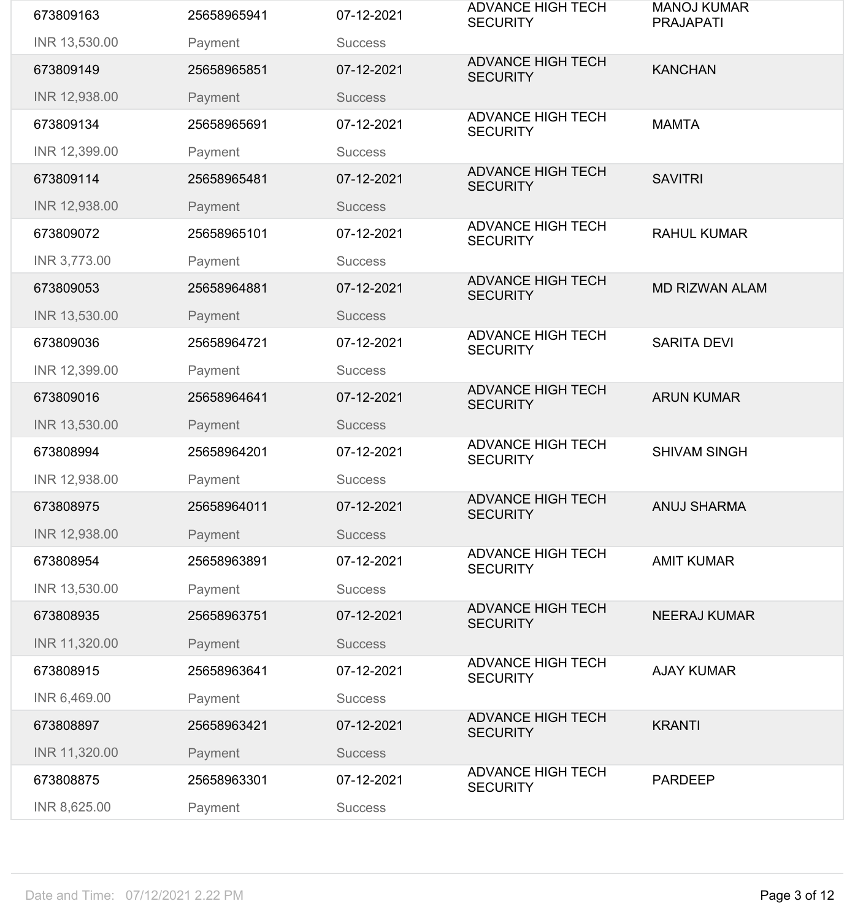| | | | | |
|---|---|---|---|---|
| 673809163 | 25658965941 | 07-12-2021 | ADVANCE HIGH TECH SECURITY | MANOJ KUMAR PRAJAPATI |
| INR 13,530.00 | Payment | Success | | |
| 673809149 | 25658965851 | 07-12-2021 | ADVANCE HIGH TECH SECURITY | KANCHAN |
| INR 12,938.00 | Payment | Success | | |
| 673809134 | 25658965691 | 07-12-2021 | ADVANCE HIGH TECH SECURITY | MAMTA |
| INR 12,399.00 | Payment | Success | | |
| 673809114 | 25658965481 | 07-12-2021 | ADVANCE HIGH TECH SECURITY | SAVITRI |
| INR 12,938.00 | Payment | Success | | |
| 673809072 | 25658965101 | 07-12-2021 | ADVANCE HIGH TECH SECURITY | RAHUL KUMAR |
| INR 3,773.00 | Payment | Success | | |
| 673809053 | 25658964881 | 07-12-2021 | ADVANCE HIGH TECH SECURITY | MD RIZWAN ALAM |
| INR 13,530.00 | Payment | Success | | |
| 673809036 | 25658964721 | 07-12-2021 | ADVANCE HIGH TECH SECURITY | SARITA DEVI |
| INR 12,399.00 | Payment | Success | | |
| 673809016 | 25658964641 | 07-12-2021 | ADVANCE HIGH TECH SECURITY | ARUN KUMAR |
| INR 13,530.00 | Payment | Success | | |
| 673808994 | 25658964201 | 07-12-2021 | ADVANCE HIGH TECH SECURITY | SHIVAM SINGH |
| INR 12,938.00 | Payment | Success | | |
| 673808975 | 25658964011 | 07-12-2021 | ADVANCE HIGH TECH SECURITY | ANUJ SHARMA |
| INR 12,938.00 | Payment | Success | | |
| 673808954 | 25658963891 | 07-12-2021 | ADVANCE HIGH TECH SECURITY | AMIT KUMAR |
| INR 13,530.00 | Payment | Success | | |
| 673808935 | 25658963751 | 07-12-2021 | ADVANCE HIGH TECH SECURITY | NEERAJ KUMAR |
| INR 11,320.00 | Payment | Success | | |
| 673808915 | 25658963641 | 07-12-2021 | ADVANCE HIGH TECH SECURITY | AJAY KUMAR |
| INR 6,469.00 | Payment | Success | | |
| 673808897 | 25658963421 | 07-12-2021 | ADVANCE HIGH TECH SECURITY | KRANTI |
| INR 11,320.00 | Payment | Success | | |
| 673808875 | 25658963301 | 07-12-2021 | ADVANCE HIGH TECH SECURITY | PARDEEP |
| INR 8,625.00 | Payment | Success | | |

Date and Time: 07/12/2021 2.22 PM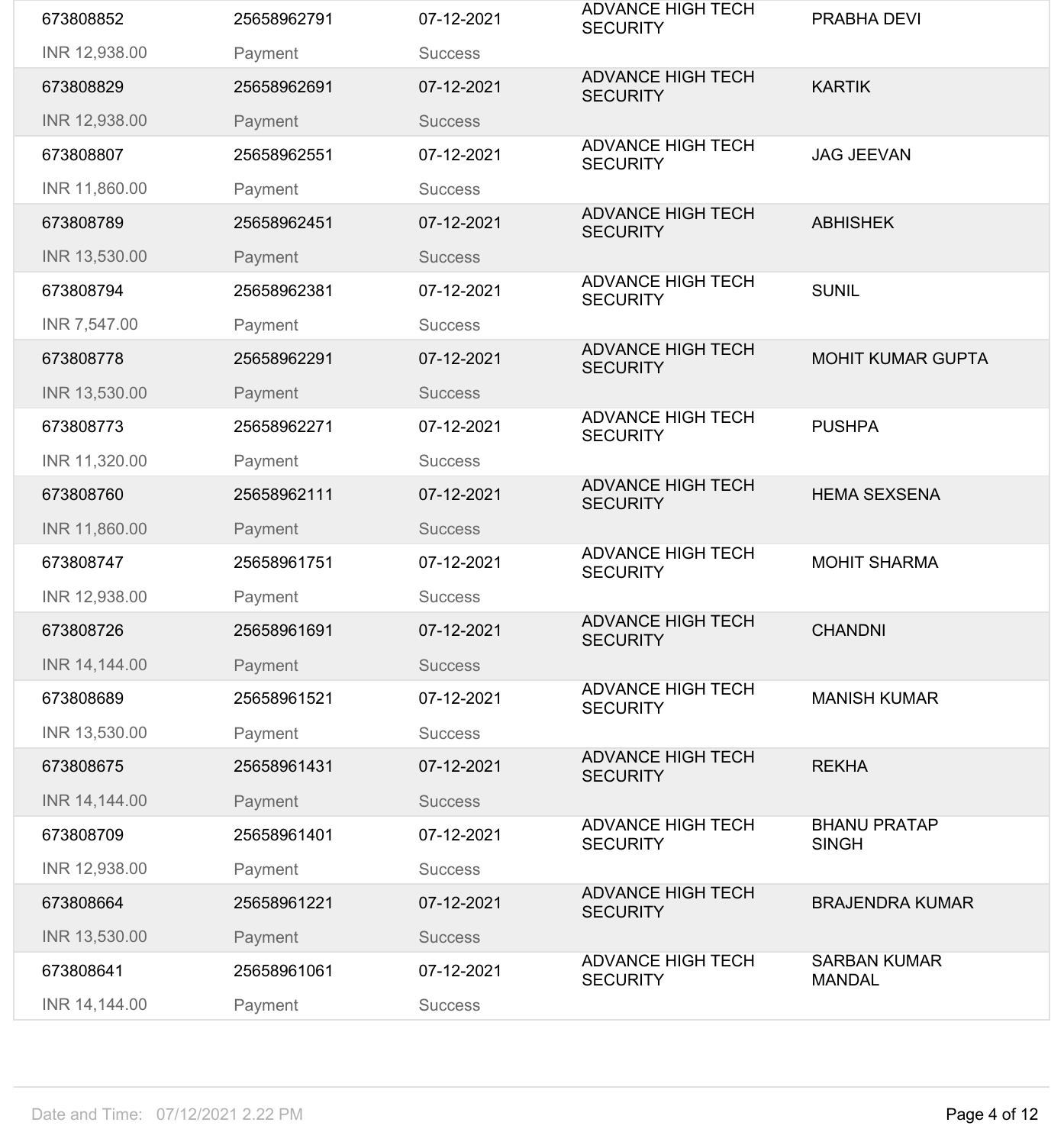| | | | | |
|---|---|---|---|---|
| 673808852<br>INR 12,938.00 | 25658962791<br>Payment | 07-12-2021<br>Success | ADVANCE HIGH TECH SECURITY | PRABHA DEVI |
| 673808829<br>INR 12,938.00 | 25658962691<br>Payment | 07-12-2021<br>Success | ADVANCE HIGH TECH SECURITY | KARTIK |
| 673808807<br>INR 11,860.00 | 25658962551<br>Payment | 07-12-2021<br>Success | ADVANCE HIGH TECH SECURITY | JAG JEEVAN |
| 673808789<br>INR 13,530.00 | 25658962451<br>Payment | 07-12-2021<br>Success | ADVANCE HIGH TECH SECURITY | ABHISHEK |
| 673808794<br>INR 7,547.00 | 25658962381<br>Payment | 07-12-2021<br>Success | ADVANCE HIGH TECH SECURITY | SUNIL |
| 673808778<br>INR 13,530.00 | 25658962291<br>Payment | 07-12-2021<br>Success | ADVANCE HIGH TECH SECURITY | MOHIT KUMAR GUPTA |
| 673808773<br>INR 11,320.00 | 25658962271<br>Payment | 07-12-2021<br>Success | ADVANCE HIGH TECH SECURITY | PUSHPA |
| 673808760<br>INR 11,860.00 | 25658962111<br>Payment | 07-12-2021<br>Success | ADVANCE HIGH TECH SECURITY | HEMA SEXSENA |
| 673808747<br>INR 12,938.00 | 25658961751<br>Payment | 07-12-2021<br>Success | ADVANCE HIGH TECH SECURITY | MOHIT SHARMA |
| 673808726<br>INR 14,144.00 | 25658961691<br>Payment | 07-12-2021<br>Success | ADVANCE HIGH TECH SECURITY | CHANDNI |
| 673808689<br>INR 13,530.00 | 25658961521<br>Payment | 07-12-2021<br>Success | ADVANCE HIGH TECH SECURITY | MANISH KUMAR |
| 673808675<br>INR 14,144.00 | 25658961431<br>Payment | 07-12-2021<br>Success | ADVANCE HIGH TECH SECURITY | REKHA |
| 673808709<br>INR 12,938.00 | 25658961401<br>Payment | 07-12-2021<br>Success | ADVANCE HIGH TECH SECURITY | BHANU PRATAP SINGH |
| 673808664<br>INR 13,530.00 | 25658961221<br>Payment | 07-12-2021<br>Success | ADVANCE HIGH TECH SECURITY | BRAJENDRA KUMAR |
| 673808641<br>INR 14,144.00 | 25658961061<br>Payment | 07-12-2021<br>Success | ADVANCE HIGH TECH SECURITY | SARBAN KUMAR MANDAL |

Date and Time: 07/12/2021 2.22 PM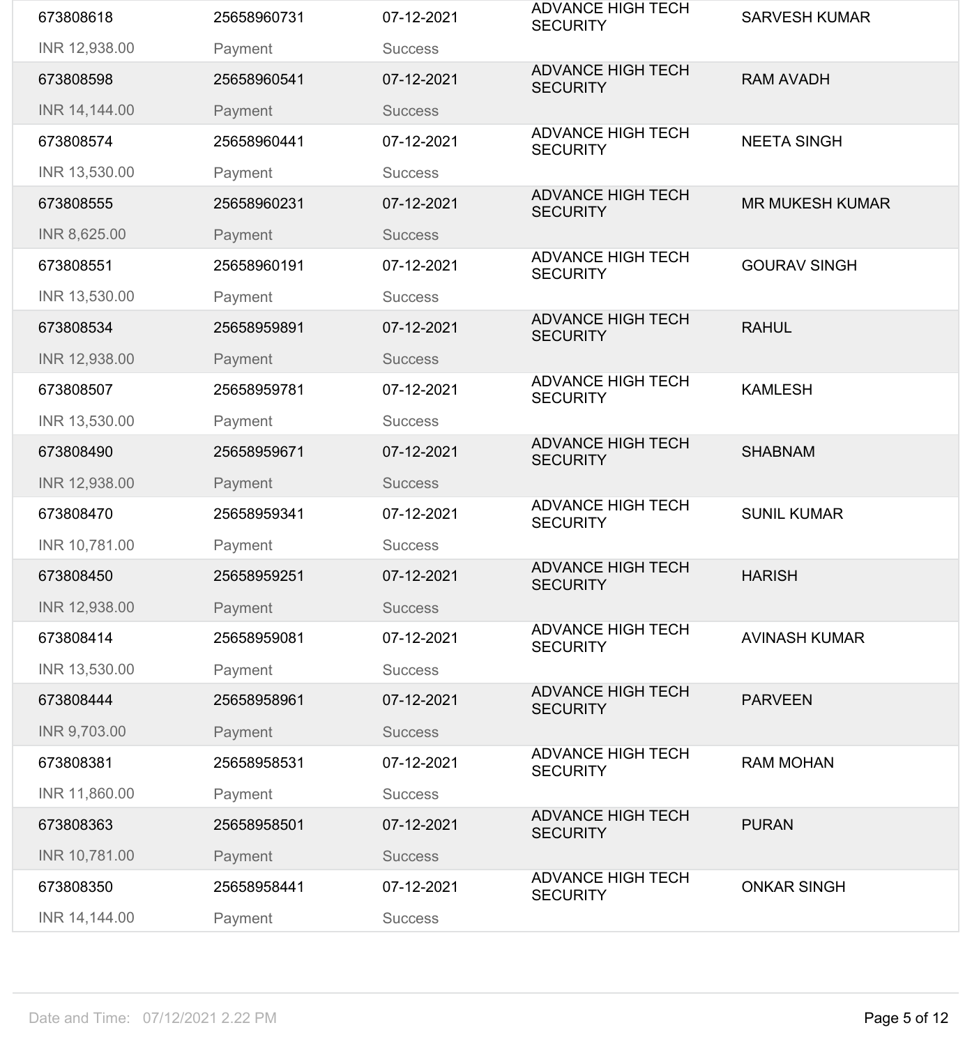| | | | | |
|---|---|---|---|---|
| 673808618 | 25658960731 | 07-12-2021 | ADVANCE HIGH TECH SECURITY | SARVESH KUMAR |
| INR 12,938.00 | Payment | Success | | |
| 673808598 | 25658960541 | 07-12-2021 | ADVANCE HIGH TECH SECURITY | RAM AVADH |
| INR 14,144.00 | Payment | Success | | |
| 673808574 | 25658960441 | 07-12-2021 | ADVANCE HIGH TECH SECURITY | NEETA SINGH |
| INR 13,530.00 | Payment | Success | | |
| 673808555 | 25658960231 | 07-12-2021 | ADVANCE HIGH TECH SECURITY | MR MUKESH KUMAR |
| INR 8,625.00 | Payment | Success | | |
| 673808551 | 25658960191 | 07-12-2021 | ADVANCE HIGH TECH SECURITY | GOURAV SINGH |
| INR 13,530.00 | Payment | Success | | |
| 673808534 | 25658959891 | 07-12-2021 | ADVANCE HIGH TECH SECURITY | RAHUL |
| INR 12,938.00 | Payment | Success | | |
| 673808507 | 25658959781 | 07-12-2021 | ADVANCE HIGH TECH SECURITY | KAMLESH |
| INR 13,530.00 | Payment | Success | | |
| 673808490 | 25658959671 | 07-12-2021 | ADVANCE HIGH TECH SECURITY | SHABNAM |
| INR 12,938.00 | Payment | Success | | |
| 673808470 | 25658959341 | 07-12-2021 | ADVANCE HIGH TECH SECURITY | SUNIL KUMAR |
| INR 10,781.00 | Payment | Success | | |
| 673808450 | 25658959251 | 07-12-2021 | ADVANCE HIGH TECH SECURITY | HARISH |
| INR 12,938.00 | Payment | Success | | |
| 673808414 | 25658959081 | 07-12-2021 | ADVANCE HIGH TECH SECURITY | AVINASH KUMAR |
| INR 13,530.00 | Payment | Success | | |
| 673808444 | 25658958961 | 07-12-2021 | ADVANCE HIGH TECH SECURITY | PARVEEN |
| INR 9,703.00 | Payment | Success | | |
| 673808381 | 25658958531 | 07-12-2021 | ADVANCE HIGH TECH SECURITY | RAM MOHAN |
| INR 11,860.00 | Payment | Success | | |
| 673808363 | 25658958501 | 07-12-2021 | ADVANCE HIGH TECH SECURITY | PURAN |
| INR 10,781.00 | Payment | Success | | |
| 673808350 | 25658958441 | 07-12-2021 | ADVANCE HIGH TECH SECURITY | ONKAR SINGH |
| INR 14,144.00 | Payment | Success | | |

Date and Time: 07/12/2021 2.22 PM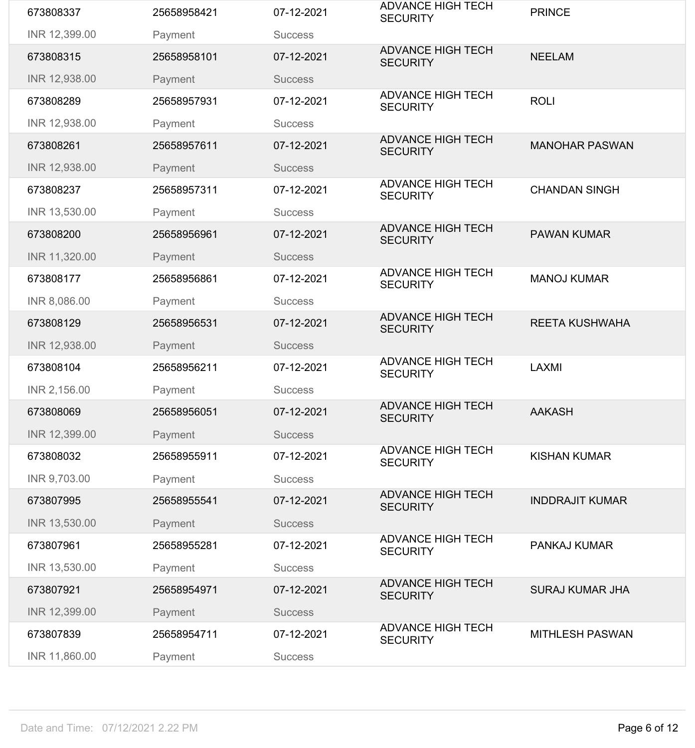| | | | | |
|---|---|---|---|---|
| 673808337 | 25658958421 | 07-12-2021 | ADVANCE HIGH TECH SECURITY | PRINCE |
| INR 12,399.00 | Payment | Success | | |
| 673808315 | 25658958101 | 07-12-2021 | ADVANCE HIGH TECH SECURITY | NEELAM |
| INR 12,938.00 | Payment | Success | | |
| 673808289 | 25658957931 | 07-12-2021 | ADVANCE HIGH TECH SECURITY | ROLI |
| INR 12,938.00 | Payment | Success | | |
| 673808261 | 25658957611 | 07-12-2021 | ADVANCE HIGH TECH SECURITY | MANOHAR PASWAN |
| INR 12,938.00 | Payment | Success | | |
| 673808237 | 25658957311 | 07-12-2021 | ADVANCE HIGH TECH SECURITY | CHANDAN SINGH |
| INR 13,530.00 | Payment | Success | | |
| 673808200 | 25658956961 | 07-12-2021 | ADVANCE HIGH TECH SECURITY | PAWAN KUMAR |
| INR 11,320.00 | Payment | Success | | |
| 673808177 | 25658956861 | 07-12-2021 | ADVANCE HIGH TECH SECURITY | MANOJ KUMAR |
| INR 8,086.00 | Payment | Success | | |
| 673808129 | 25658956531 | 07-12-2021 | ADVANCE HIGH TECH SECURITY | REETA KUSHWAHA |
| INR 12,938.00 | Payment | Success | | |
| 673808104 | 25658956211 | 07-12-2021 | ADVANCE HIGH TECH SECURITY | LAXMI |
| INR 2,156.00 | Payment | Success | | |
| 673808069 | 25658956051 | 07-12-2021 | ADVANCE HIGH TECH SECURITY | AAKASH |
| INR 12,399.00 | Payment | Success | | |
| 673808032 | 25658955911 | 07-12-2021 | ADVANCE HIGH TECH SECURITY | KISHAN KUMAR |
| INR 9,703.00 | Payment | Success | | |
| 673807995 | 25658955541 | 07-12-2021 | ADVANCE HIGH TECH SECURITY | INDDRAJIT KUMAR |
| INR 13,530.00 | Payment | Success | | |
| 673807961 | 25658955281 | 07-12-2021 | ADVANCE HIGH TECH SECURITY | PANKAJ KUMAR |
| INR 13,530.00 | Payment | Success | | |
| 673807921 | 25658954971 | 07-12-2021 | ADVANCE HIGH TECH SECURITY | SURAJ KUMAR JHA |
| INR 12,399.00 | Payment | Success | | |
| 673807839 | 25658954711 | 07-12-2021 | ADVANCE HIGH TECH SECURITY | MITHLESH PASWAN |
| INR 11,860.00 | Payment | Success | | |

Date and Time: 07/12/2021 2.22 PM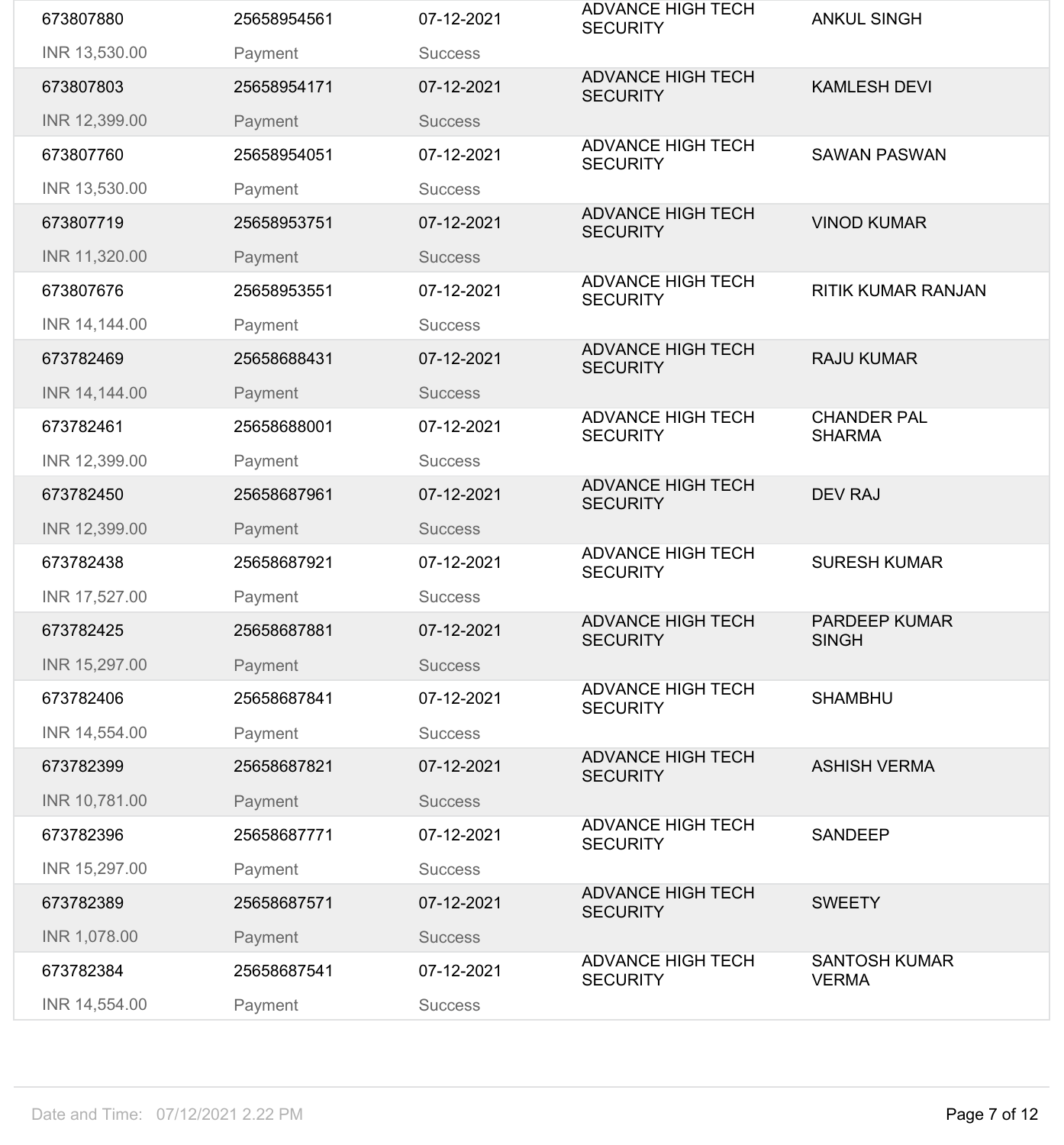| | | | | |
|---|---|---|---|---|
| 673807880 | 25658954561 | 07-12-2021 | ADVANCE HIGH TECH SECURITY | ANKUL SINGH |
| INR 13,530.00 | Payment | Success | | |
| 673807803 | 25658954171 | 07-12-2021 | ADVANCE HIGH TECH SECURITY | KAMLESH DEVI |
| INR 12,399.00 | Payment | Success | | |
| 673807760 | 25658954051 | 07-12-2021 | ADVANCE HIGH TECH SECURITY | SAWAN PASWAN |
| INR 13,530.00 | Payment | Success | | |
| 673807719 | 25658953751 | 07-12-2021 | ADVANCE HIGH TECH SECURITY | VINOD KUMAR |
| INR 11,320.00 | Payment | Success | | |
| 673807676 | 25658953551 | 07-12-2021 | ADVANCE HIGH TECH SECURITY | RITIK KUMAR RANJAN |
| INR 14,144.00 | Payment | Success | | |
| 673782469 | 25658688431 | 07-12-2021 | ADVANCE HIGH TECH SECURITY | RAJU KUMAR |
| INR 14,144.00 | Payment | Success | | |
| 673782461 | 25658688001 | 07-12-2021 | ADVANCE HIGH TECH SECURITY | CHANDER PAL SHARMA |
| INR 12,399.00 | Payment | Success | | |
| 673782450 | 25658687961 | 07-12-2021 | ADVANCE HIGH TECH SECURITY | DEV RAJ |
| INR 12,399.00 | Payment | Success | | |
| 673782438 | 25658687921 | 07-12-2021 | ADVANCE HIGH TECH SECURITY | SURESH KUMAR |
| INR 17,527.00 | Payment | Success | | |
| 673782425 | 25658687881 | 07-12-2021 | ADVANCE HIGH TECH SECURITY | PARDEEP KUMAR SINGH |
| INR 15,297.00 | Payment | Success | | |
| 673782406 | 25658687841 | 07-12-2021 | ADVANCE HIGH TECH SECURITY | SHAMBHU |
| INR 14,554.00 | Payment | Success | | |
| 673782399 | 25658687821 | 07-12-2021 | ADVANCE HIGH TECH SECURITY | ASHISH VERMA |
| INR 10,781.00 | Payment | Success | | |
| 673782396 | 25658687771 | 07-12-2021 | ADVANCE HIGH TECH SECURITY | SANDEEP |
| INR 15,297.00 | Payment | Success | | |
| 673782389 | 25658687571 | 07-12-2021 | ADVANCE HIGH TECH SECURITY | SWEETY |
| INR 1,078.00 | Payment | Success | | |
| 673782384 | 25658687541 | 07-12-2021 | ADVANCE HIGH TECH SECURITY | SANTOSH KUMAR VERMA |
| INR 14,554.00 | Payment | Success | | |

Date and Time: 07/12/2021 2.22 PM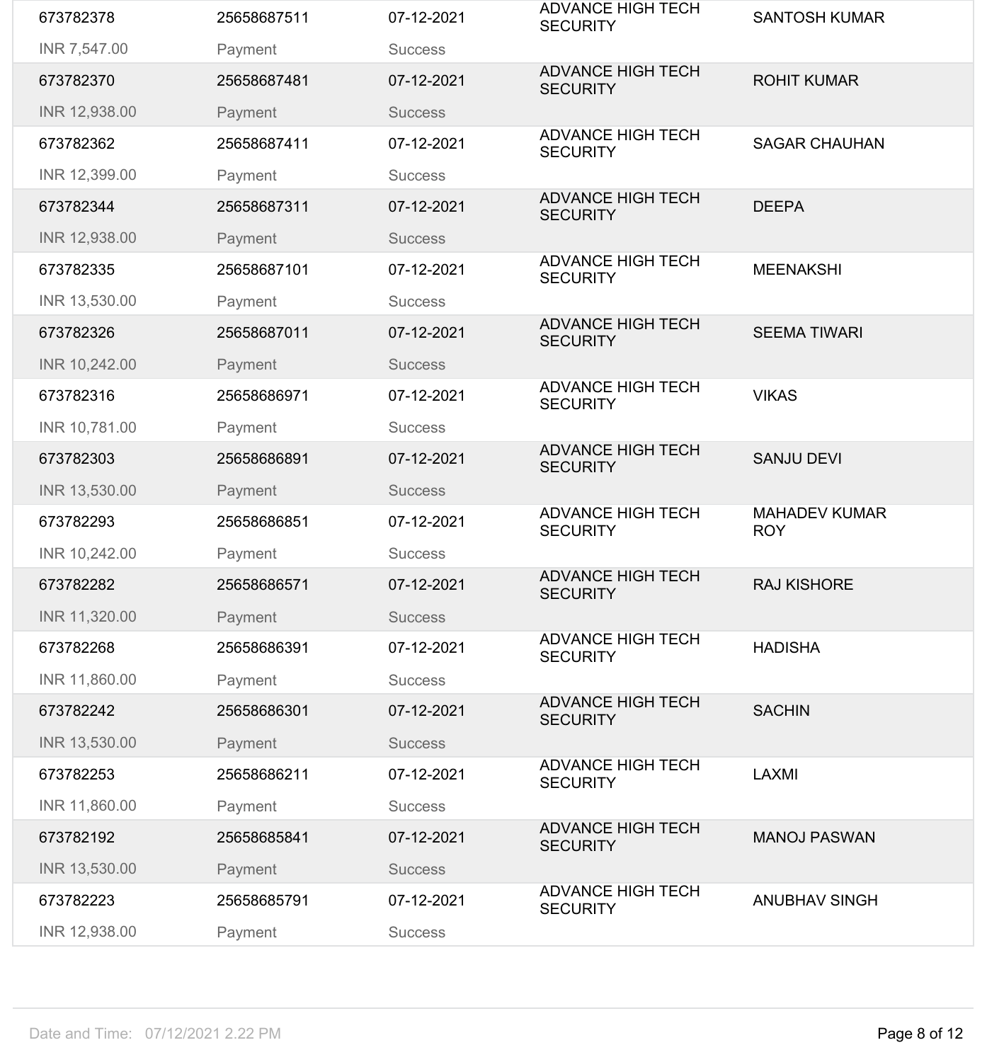| | | | | |
|---|---|---|---|---|
| 673782378 | 25658687511 | 07-12-2021 | ADVANCE HIGH TECH SECURITY | SANTOSH KUMAR |
| INR 7,547.00 | Payment | Success | | |
| 673782370 | 25658687481 | 07-12-2021 | ADVANCE HIGH TECH SECURITY | ROHIT KUMAR |
| INR 12,938.00 | Payment | Success | | |
| 673782362 | 25658687411 | 07-12-2021 | ADVANCE HIGH TECH SECURITY | SAGAR CHAUHAN |
| INR 12,399.00 | Payment | Success | | |
| 673782344 | 25658687311 | 07-12-2021 | ADVANCE HIGH TECH SECURITY | DEEPA |
| INR 12,938.00 | Payment | Success | | |
| 673782335 | 25658687101 | 07-12-2021 | ADVANCE HIGH TECH SECURITY | MEENAKSHI |
| INR 13,530.00 | Payment | Success | | |
| 673782326 | 25658687011 | 07-12-2021 | ADVANCE HIGH TECH SECURITY | SEEMA TIWARI |
| INR 10,242.00 | Payment | Success | | |
| 673782316 | 25658686971 | 07-12-2021 | ADVANCE HIGH TECH SECURITY | VIKAS |
| INR 10,781.00 | Payment | Success | | |
| 673782303 | 25658686891 | 07-12-2021 | ADVANCE HIGH TECH SECURITY | SANJU DEVI |
| INR 13,530.00 | Payment | Success | | |
| 673782293 | 25658686851 | 07-12-2021 | ADVANCE HIGH TECH SECURITY | MAHADEV KUMAR ROY |
| INR 10,242.00 | Payment | Success | | |
| 673782282 | 25658686571 | 07-12-2021 | ADVANCE HIGH TECH SECURITY | RAJ KISHORE |
| INR 11,320.00 | Payment | Success | | |
| 673782268 | 25658686391 | 07-12-2021 | ADVANCE HIGH TECH SECURITY | HADISHA |
| INR 11,860.00 | Payment | Success | | |
| 673782242 | 25658686301 | 07-12-2021 | ADVANCE HIGH TECH SECURITY | SACHIN |
| INR 13,530.00 | Payment | Success | | |
| 673782253 | 25658686211 | 07-12-2021 | ADVANCE HIGH TECH SECURITY | LAXMI |
| INR 11,860.00 | Payment | Success | | |
| 673782192 | 25658685841 | 07-12-2021 | ADVANCE HIGH TECH SECURITY | MANOJ PASWAN |
| INR 13,530.00 | Payment | Success | | |
| 673782223 | 25658685791 | 07-12-2021 | ADVANCE HIGH TECH SECURITY | ANUBHAV SINGH |
| INR 12,938.00 | Payment | Success | | |

Date and Time: 07/12/2021 2.22 PM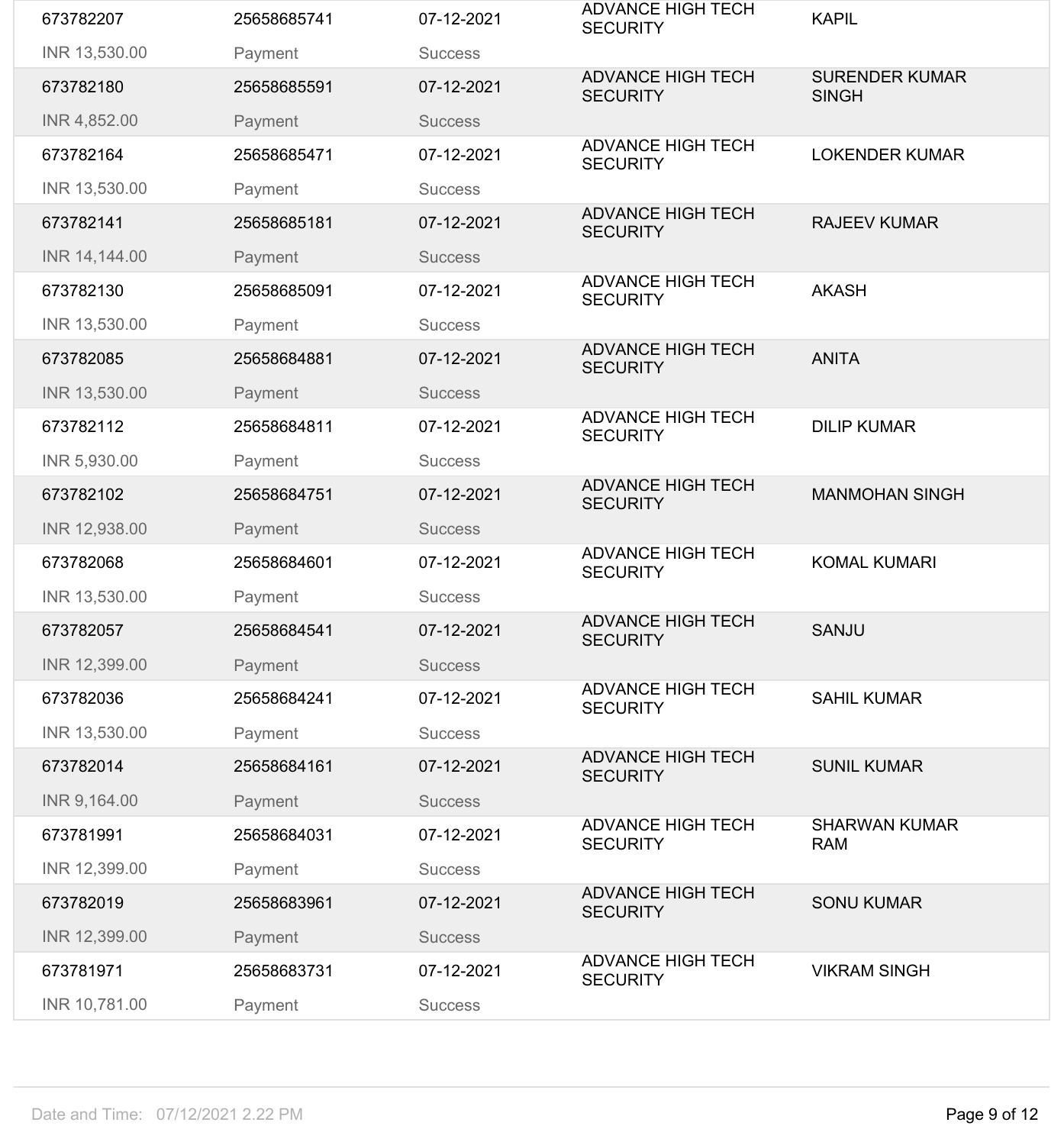| | | | | |
|---|---|---|---|---|
| 673782207 | 25658685741 | 07-12-2021 | ADVANCE HIGH TECH SECURITY | KAPIL |
| INR 13,530.00 | Payment | Success | | |
| 673782180 | 25658685591 | 07-12-2021 | ADVANCE HIGH TECH SECURITY | SURENDER KUMAR SINGH |
| INR 4,852.00 | Payment | Success | | |
| 673782164 | 25658685471 | 07-12-2021 | ADVANCE HIGH TECH SECURITY | LOKENDER KUMAR |
| INR 13,530.00 | Payment | Success | | |
| 673782141 | 25658685181 | 07-12-2021 | ADVANCE HIGH TECH SECURITY | RAJEEV KUMAR |
| INR 14,144.00 | Payment | Success | | |
| 673782130 | 25658685091 | 07-12-2021 | ADVANCE HIGH TECH SECURITY | AKASH |
| INR 13,530.00 | Payment | Success | | |
| 673782085 | 25658684881 | 07-12-2021 | ADVANCE HIGH TECH SECURITY | ANITA |
| INR 13,530.00 | Payment | Success | | |
| 673782112 | 25658684811 | 07-12-2021 | ADVANCE HIGH TECH SECURITY | DILIP KUMAR |
| INR 5,930.00 | Payment | Success | | |
| 673782102 | 25658684751 | 07-12-2021 | ADVANCE HIGH TECH SECURITY | MANMOHAN SINGH |
| INR 12,938.00 | Payment | Success | | |
| 673782068 | 25658684601 | 07-12-2021 | ADVANCE HIGH TECH SECURITY | KOMAL KUMARI |
| INR 13,530.00 | Payment | Success | | |
| 673782057 | 25658684541 | 07-12-2021 | ADVANCE HIGH TECH SECURITY | SANJU |
| INR 12,399.00 | Payment | Success | | |
| 673782036 | 25658684241 | 07-12-2021 | ADVANCE HIGH TECH SECURITY | SAHIL KUMAR |
| INR 13,530.00 | Payment | Success | | |
| 673782014 | 25658684161 | 07-12-2021 | ADVANCE HIGH TECH SECURITY | SUNIL KUMAR |
| INR 9,164.00 | Payment | Success | | |
| 673781991 | 25658684031 | 07-12-2021 | ADVANCE HIGH TECH SECURITY | SHARWAN KUMAR RAM |
| INR 12,399.00 | Payment | Success | | |
| 673782019 | 25658683961 | 07-12-2021 | ADVANCE HIGH TECH SECURITY | SONU KUMAR |
| INR 12,399.00 | Payment | Success | | |
| 673781971 | 25658683731 | 07-12-2021 | ADVANCE HIGH TECH SECURITY | VIKRAM SINGH |
| INR 10,781.00 | Payment | Success | | |

Date and Time: 07/12/2021 2.22 PM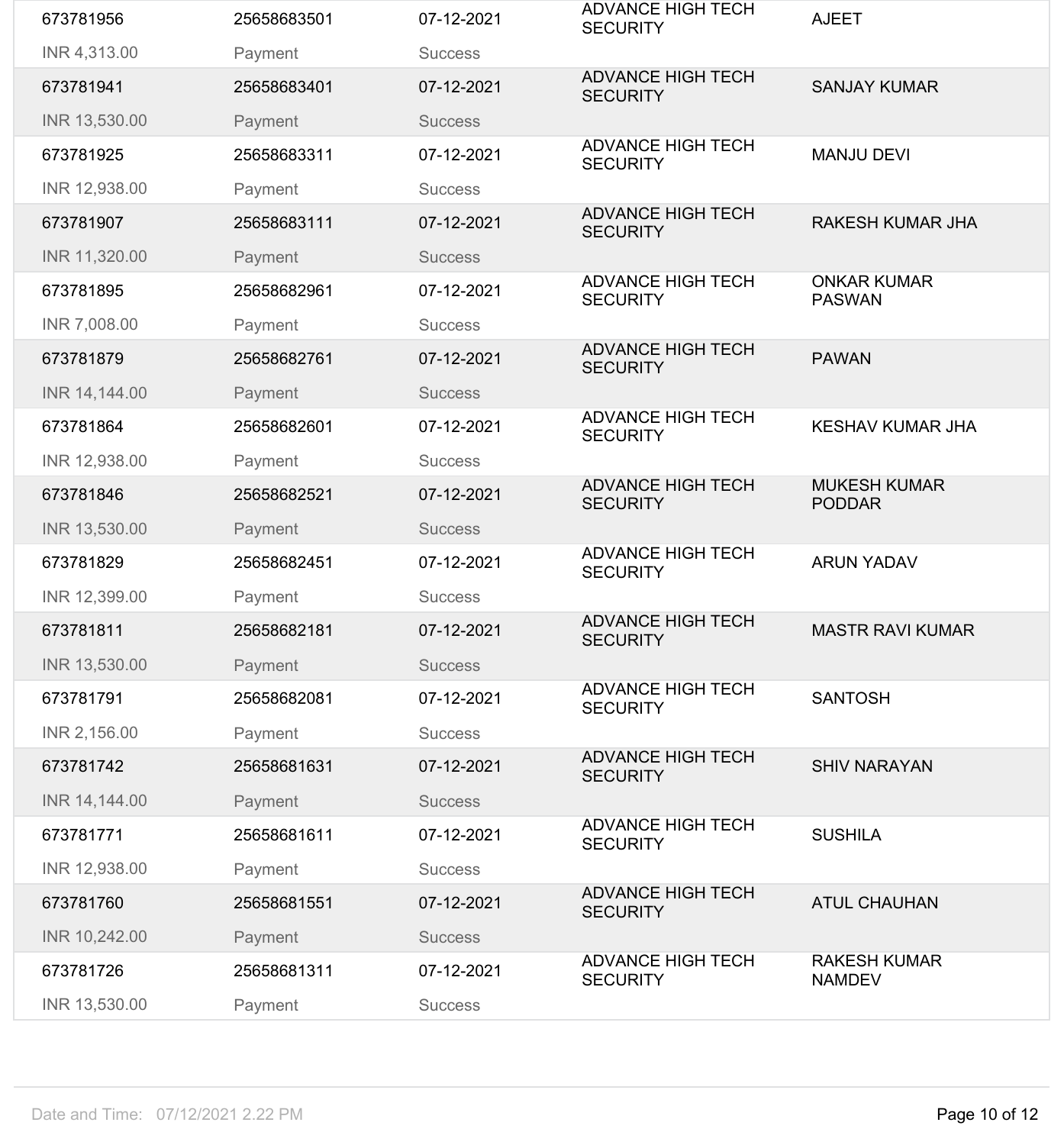| | | | | |
|---|---|---|---|---|
| 673781956<br>INR 4,313.00 | 25658683501<br>Payment | 07-12-2021<br>Success | ADVANCE HIGH TECH SECURITY | AJEET |
| 673781941<br>INR 13,530.00 | 25658683401<br>Payment | 07-12-2021<br>Success | ADVANCE HIGH TECH SECURITY | SANJAY KUMAR |
| 673781925<br>INR 12,938.00 | 25658683311<br>Payment | 07-12-2021<br>Success | ADVANCE HIGH TECH SECURITY | MANJU DEVI |
| 673781907<br>INR 11,320.00 | 25658683111<br>Payment | 07-12-2021<br>Success | ADVANCE HIGH TECH SECURITY | RAKESH KUMAR JHA |
| 673781895<br>INR 7,008.00 | 25658682961<br>Payment | 07-12-2021<br>Success | ADVANCE HIGH TECH SECURITY | ONKAR KUMAR PASWAN |
| 673781879<br>INR 14,144.00 | 25658682761<br>Payment | 07-12-2021<br>Success | ADVANCE HIGH TECH SECURITY | PAWAN |
| 673781864<br>INR 12,938.00 | 25658682601<br>Payment | 07-12-2021<br>Success | ADVANCE HIGH TECH SECURITY | KESHAV KUMAR JHA |
| 673781846<br>INR 13,530.00 | 25658682521<br>Payment | 07-12-2021<br>Success | ADVANCE HIGH TECH SECURITY | MUKESH KUMAR PODDAR |
| 673781829<br>INR 12,399.00 | 25658682451<br>Payment | 07-12-2021<br>Success | ADVANCE HIGH TECH SECURITY | ARUN YADAV |
| 673781811<br>INR 13,530.00 | 25658682181<br>Payment | 07-12-2021<br>Success | ADVANCE HIGH TECH SECURITY | MASTR RAVI KUMAR |
| 673781791<br>INR 2,156.00 | 25658682081<br>Payment | 07-12-2021<br>Success | ADVANCE HIGH TECH SECURITY | SANTOSH |
| 673781742<br>INR 14,144.00 | 25658681631<br>Payment | 07-12-2021<br>Success | ADVANCE HIGH TECH SECURITY | SHIV NARAYAN |
| 673781771<br>INR 12,938.00 | 25658681611<br>Payment | 07-12-2021<br>Success | ADVANCE HIGH TECH SECURITY | SUSHILA |
| 673781760<br>INR 10,242.00 | 25658681551<br>Payment | 07-12-2021<br>Success | ADVANCE HIGH TECH SECURITY | ATUL CHAUHAN |
| 673781726<br>INR 13,530.00 | 25658681311<br>Payment | 07-12-2021<br>Success | ADVANCE HIGH TECH SECURITY | RAKESH KUMAR NAMDEV |

Date and Time: 07/12/2021 2.22 PM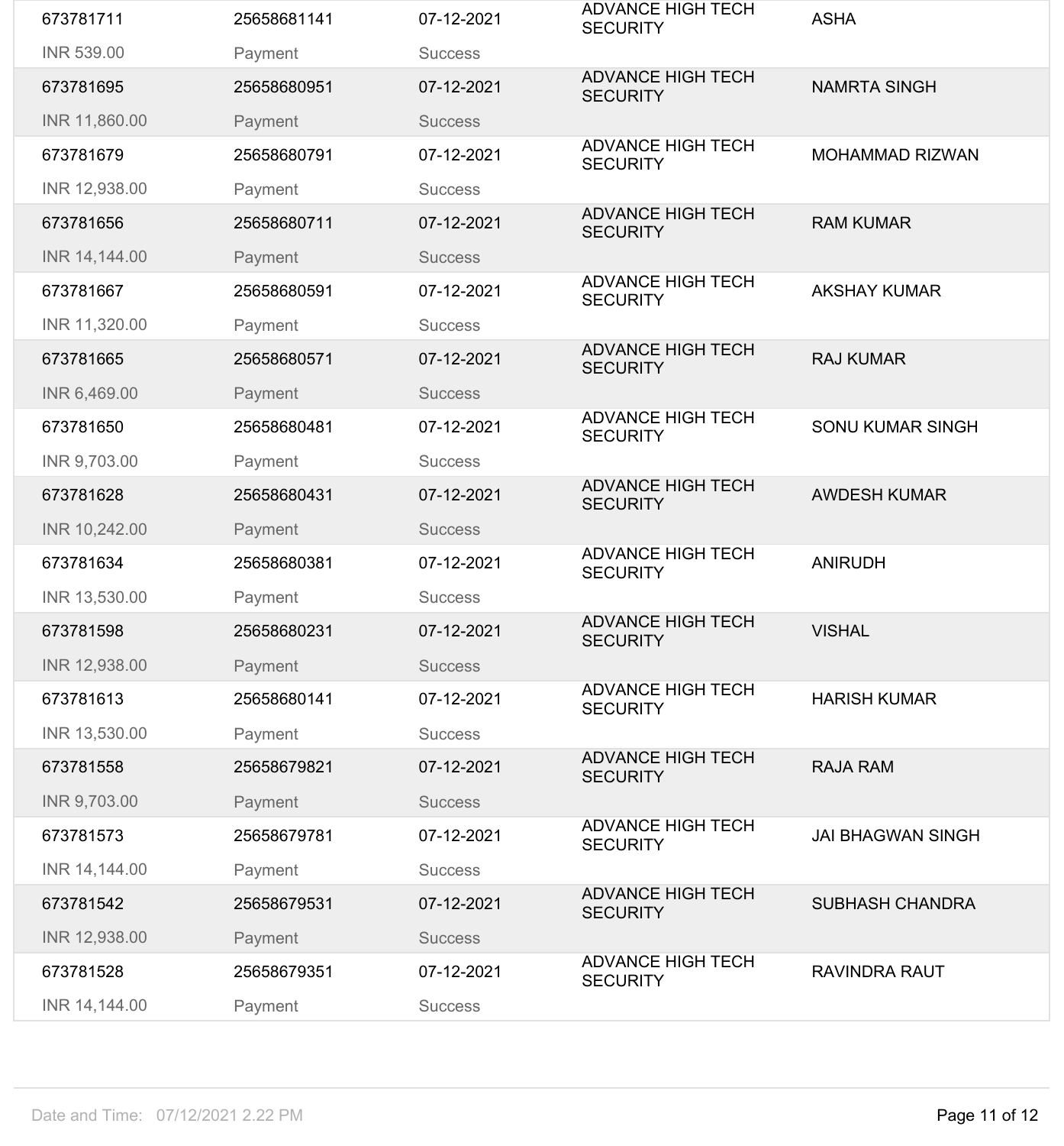| | | | | |
|---|---|---|---|---|
| 673781711<br>INR 539.00 | 25658681141<br>Payment | 07-12-2021<br>Success | ADVANCE HIGH TECH SECURITY | ASHA |
| 673781695<br>INR 11,860.00 | 25658680951<br>Payment | 07-12-2021<br>Success | ADVANCE HIGH TECH SECURITY | NAMRTA SINGH |
| 673781679<br>INR 12,938.00 | 25658680791<br>Payment | 07-12-2021<br>Success | ADVANCE HIGH TECH SECURITY | MOHAMMAD RIZWAN |
| 673781656<br>INR 14,144.00 | 25658680711<br>Payment | 07-12-2021<br>Success | ADVANCE HIGH TECH SECURITY | RAM KUMAR |
| 673781667<br>INR 11,320.00 | 25658680591<br>Payment | 07-12-2021<br>Success | ADVANCE HIGH TECH SECURITY | AKSHAY KUMAR |
| 673781665<br>INR 6,469.00 | 25658680571<br>Payment | 07-12-2021<br>Success | ADVANCE HIGH TECH SECURITY | RAJ KUMAR |
| 673781650<br>INR 9,703.00 | 25658680481<br>Payment | 07-12-2021<br>Success | ADVANCE HIGH TECH SECURITY | SONU KUMAR SINGH |
| 673781628<br>INR 10,242.00 | 25658680431<br>Payment | 07-12-2021<br>Success | ADVANCE HIGH TECH SECURITY | AWDESH KUMAR |
| 673781634<br>INR 13,530.00 | 25658680381<br>Payment | 07-12-2021<br>Success | ADVANCE HIGH TECH SECURITY | ANIRUDH |
| 673781598<br>INR 12,938.00 | 25658680231<br>Payment | 07-12-2021<br>Success | ADVANCE HIGH TECH SECURITY | VISHAL |
| 673781613<br>INR 13,530.00 | 25658680141<br>Payment | 07-12-2021<br>Success | ADVANCE HIGH TECH SECURITY | HARISH KUMAR |
| 673781558<br>INR 9,703.00 | 25658679821<br>Payment | 07-12-2021<br>Success | ADVANCE HIGH TECH SECURITY | RAJA RAM |
| 673781573<br>INR 14,144.00 | 25658679781<br>Payment | 07-12-2021<br>Success | ADVANCE HIGH TECH SECURITY | JAI BHAGWAN SINGH |
| 673781542<br>INR 12,938.00 | 25658679531<br>Payment | 07-12-2021<br>Success | ADVANCE HIGH TECH SECURITY | SUBHASH CHANDRA |
| 673781528<br>INR 14,144.00 | 25658679351<br>Payment | 07-12-2021<br>Success | ADVANCE HIGH TECH SECURITY | RAVINDRA RAUT |

Date and Time: 07/12/2021 2.22 PM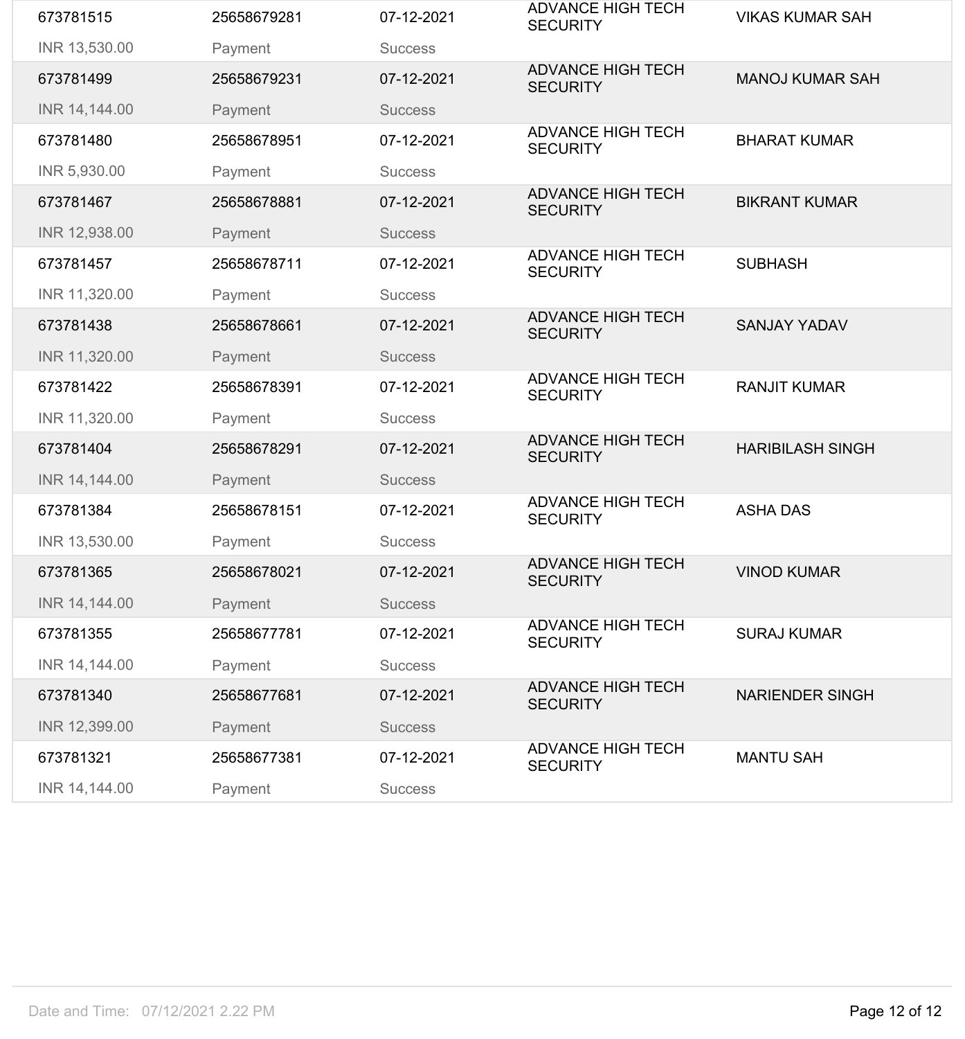| | | | | |
|---|---|---|---|---|
| 673781515<br>INR 13,530.00 | 25658679281<br>Payment | 07-12-2021<br>Success | ADVANCE HIGH TECH SECURITY | VIKAS KUMAR SAH |
| 673781499<br>INR 14,144.00 | 25658679231<br>Payment | 07-12-2021<br>Success | ADVANCE HIGH TECH SECURITY | MANOJ KUMAR SAH |
| 673781480<br>INR 5,930.00 | 25658678951<br>Payment | 07-12-2021<br>Success | ADVANCE HIGH TECH SECURITY | BHARAT KUMAR |
| 673781467<br>INR 12,938.00 | 25658678881<br>Payment | 07-12-2021<br>Success | ADVANCE HIGH TECH SECURITY | BIKRANT KUMAR |
| 673781457<br>INR 11,320.00 | 25658678711<br>Payment | 07-12-2021<br>Success | ADVANCE HIGH TECH SECURITY | SUBHASH |
| 673781438<br>INR 11,320.00 | 25658678661<br>Payment | 07-12-2021<br>Success | ADVANCE HIGH TECH SECURITY | SANJAY YADAV |
| 673781422<br>INR 11,320.00 | 25658678391<br>Payment | 07-12-2021<br>Success | ADVANCE HIGH TECH SECURITY | RANJIT KUMAR |
| 673781404<br>INR 14,144.00 | 25658678291<br>Payment | 07-12-2021<br>Success | ADVANCE HIGH TECH SECURITY | HARIBILASH SINGH |
| 673781384<br>INR 13,530.00 | 25658678151<br>Payment | 07-12-2021<br>Success | ADVANCE HIGH TECH SECURITY | ASHA DAS |
| 673781365<br>INR 14,144.00 | 25658678021<br>Payment | 07-12-2021<br>Success | ADVANCE HIGH TECH SECURITY | VINOD KUMAR |
| 673781355<br>INR 14,144.00 | 25658677781<br>Payment | 07-12-2021<br>Success | ADVANCE HIGH TECH SECURITY | SURAJ KUMAR |
| 673781340<br>INR 12,399.00 | 25658677681<br>Payment | 07-12-2021<br>Success | ADVANCE HIGH TECH SECURITY | NARIENDER SINGH |
| 673781321<br>INR 14,144.00 | 25658677381<br>Payment | 07-12-2021<br>Success | ADVANCE HIGH TECH SECURITY | MANTU SAH |

Date and Time: 07/12/2021 2.22 PM